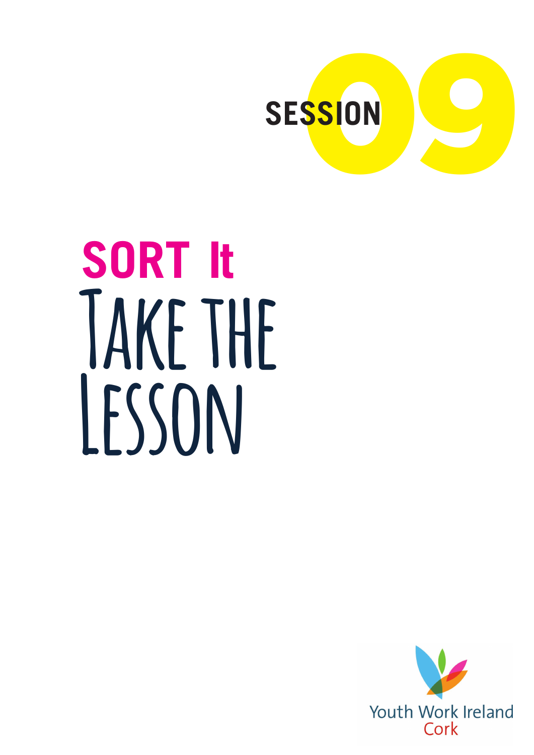SESSION 09

# SORT It

# Take the Lesson

Youth Work Ireland
Cork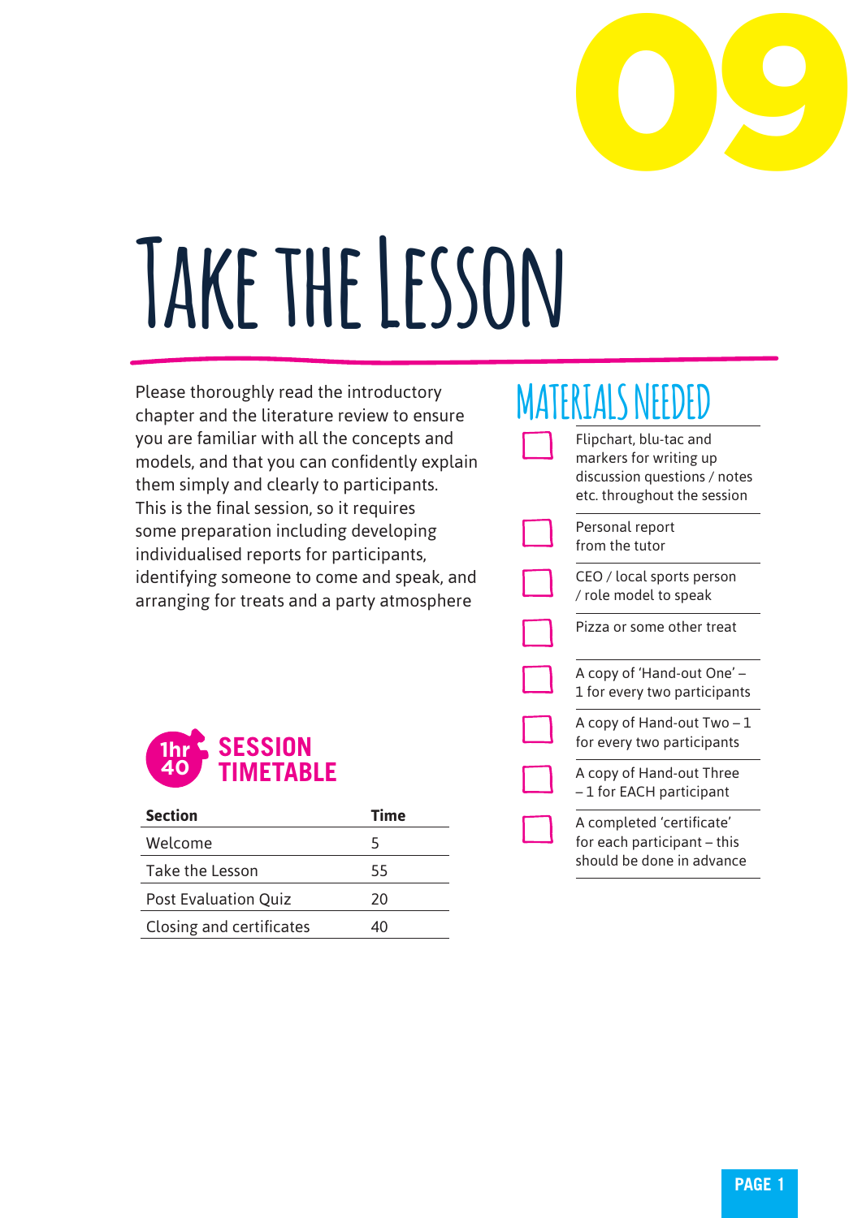09

# Take the Lesson

Please thoroughly read the introductory chapter and the literature review to ensure you are familiar with all the concepts and models, and that you can confidently explain them simply and clearly to participants. This is the final session, so it requires some preparation including developing individualised reports for participants, identifying someone to come and speak, and arranging for treats and a party atmosphere

## 1hr 40 Session Timetable

| Section | Time |
|---|---|
| Welcome | 5 |
| Take the Lesson | 55 |
| Post Evaluation Quiz | 20 |
| Closing and certificates | 40 |

## Materials Needed

- [ ] Flipchart, blu-tac and markers for writing up discussion questions / notes etc. throughout the session
- [ ] Personal report from the tutor
- [ ] CEO / local sports person / role model to speak
- [ ] Pizza or some other treat
- [ ] A copy of 'Hand-out One' – 1 for every two participants
- [ ] A copy of Hand-out Two – 1 for every two participants
- [ ] A copy of Hand-out Three – 1 for EACH participant
- [ ] A completed 'certificate' for each participant – this should be done in advance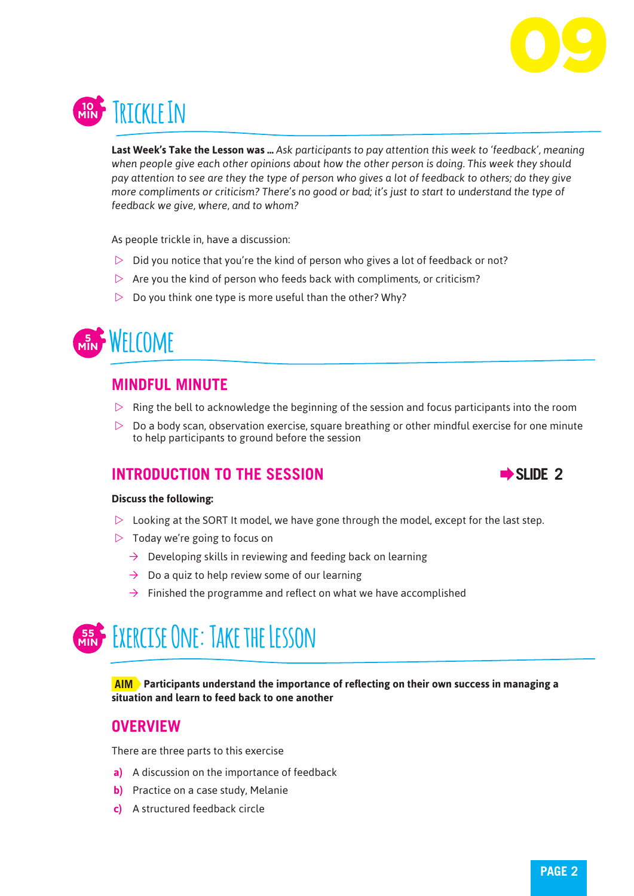# 09

## 10 MIN Trickle In

**Last Week's Take the Lesson was ...** *Ask participants to pay attention this week to 'feedback', meaning when people give each other opinions about how the other person is doing. This week they should pay attention to see are they the type of person who gives a lot of feedback to others; do they give more compliments or criticism? There's no good or bad; it's just to start to understand the type of feedback we give, where, and to whom?*

As people trickle in, have a discussion:

- Did you notice that you're the kind of person who gives a lot of feedback or not?
- Are you the kind of person who feeds back with compliments, or criticism?
- Do you think one type is more useful than the other? Why?

## 5 MIN Welcome

### MINDFUL MINUTE

- Ring the bell to acknowledge the beginning of the session and focus participants into the room
- Do a body scan, observation exercise, square breathing or other mindful exercise for one minute to help participants to ground before the session

### INTRODUCTION TO THE SESSION

**➡ SLIDE 2**

**Discuss the following:**

- Looking at the SORT It model, we have gone through the model, except for the last step.
- Today we're going to focus on
  - → Developing skills in reviewing and feeding back on learning
  - → Do a quiz to help review some of our learning
  - → Finished the programme and reflect on what we have accomplished

## 55 MIN Exercise One: Take the Lesson

**AIM Participants understand the importance of reflecting on their own success in managing a situation and learn to feed back to one another**

### OVERVIEW

There are three parts to this exercise

**a)** A discussion on the importance of feedback

**b)** Practice on a case study, Melanie

**c)** A structured feedback circle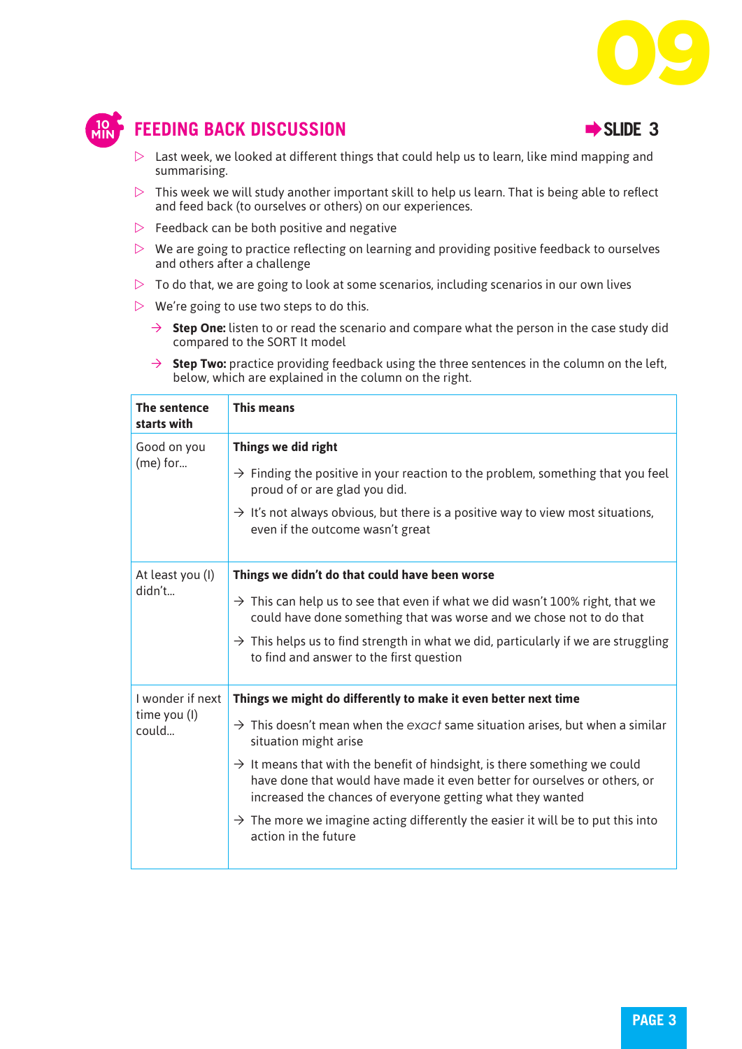## FEEDING BACK DISCUSSION

10 MIN

➡ SLIDE 3

- Last week, we looked at different things that could help us to learn, like mind mapping and summarising.
- This week we will study another important skill to help us learn. That is being able to reflect and feed back (to ourselves or others) on our experiences.
- Feedback can be both positive and negative
- We are going to practice reflecting on learning and providing positive feedback to ourselves and others after a challenge
- To do that, we are going to look at some scenarios, including scenarios in our own lives
- We're going to use two steps to do this.
  - → **Step One:** listen to or read the scenario and compare what the person in the case study did compared to the SORT It model
  - → **Step Two:** practice providing feedback using the three sentences in the column on the left, below, which are explained in the column on the right.

| The sentence starts with | This means |
|---|---|
| Good on you (me) for... | **Things we did right**<br>→ Finding the positive in your reaction to the problem, something that you feel proud of or are glad you did.<br>→ It's not always obvious, but there is a positive way to view most situations, even if the outcome wasn't great |
| At least you (I) didn't... | **Things we didn't do that could have been worse**<br>→ This can help us to see that even if what we did wasn't 100% right, that we could have done something that was worse and we chose not to do that<br>→ This helps us to find strength in what we did, particularly if we are struggling to find and answer to the first question |
| I wonder if next time you (I) could... | **Things we might do differently to make it even better next time**<br>→ This doesn't mean when the *exact* same situation arises, but when a similar situation might arise<br>→ It means that with the benefit of hindsight, is there something we could have done that would have made it even better for ourselves or others, or increased the chances of everyone getting what they wanted<br>→ The more we imagine acting differently the easier it will be to put this into action in the future |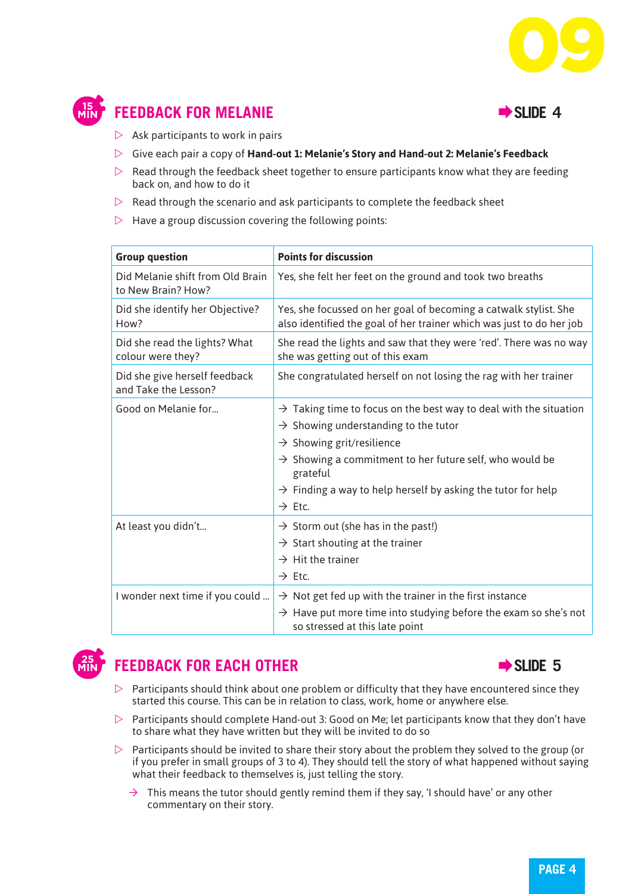## 15 MIN FEEDBACK FOR MELANIE

➡ SLIDE 4

- Ask participants to work in pairs
- Give each pair a copy of **Hand-out 1: Melanie's Story and Hand-out 2: Melanie's Feedback**
- Read through the feedback sheet together to ensure participants know what they are feeding back on, and how to do it
- Read through the scenario and ask participants to complete the feedback sheet
- Have a group discussion covering the following points:

| Group question | Points for discussion |
| --- | --- |
| Did Melanie shift from Old Brain to New Brain? How? | Yes, she felt her feet on the ground and took two breaths |
| Did she identify her Objective? How? | Yes, she focussed on her goal of becoming a catwalk stylist. She also identified the goal of her trainer which was just to do her job |
| Did she read the lights? What colour were they? | She read the lights and saw that they were 'red'. There was no way she was getting out of this exam |
| Did she give herself feedback and Take the Lesson? | She congratulated herself on not losing the rag with her trainer |
| Good on Melanie for... | → Taking time to focus on the best way to deal with the situation<br>→ Showing understanding to the tutor<br>→ Showing grit/resilience<br>→ Showing a commitment to her future self, who would be grateful<br>→ Finding a way to help herself by asking the tutor for help<br>→ Etc. |
| At least you didn't... | → Storm out (she has in the past!)<br>→ Start shouting at the trainer<br>→ Hit the trainer<br>→ Etc. |
| I wonder next time if you could ... | → Not get fed up with the trainer in the first instance<br>→ Have put more time into studying before the exam so she's not so stressed at this late point |

## 25 MIN FEEDBACK FOR EACH OTHER

➡ SLIDE 5

- Participants should think about one problem or difficulty that they have encountered since they started this course. This can be in relation to class, work, home or anywhere else.
- Participants should complete Hand-out 3: Good on Me; let participants know that they don't have to share what they have written but they will be invited to do so
- Participants should be invited to share their story about the problem they solved to the group (or if you prefer in small groups of 3 to 4). They should tell the story of what happened without saying what their feedback to themselves is, just telling the story.
  - → This means the tutor should gently remind them if they say, 'I should have' or any other commentary on their story.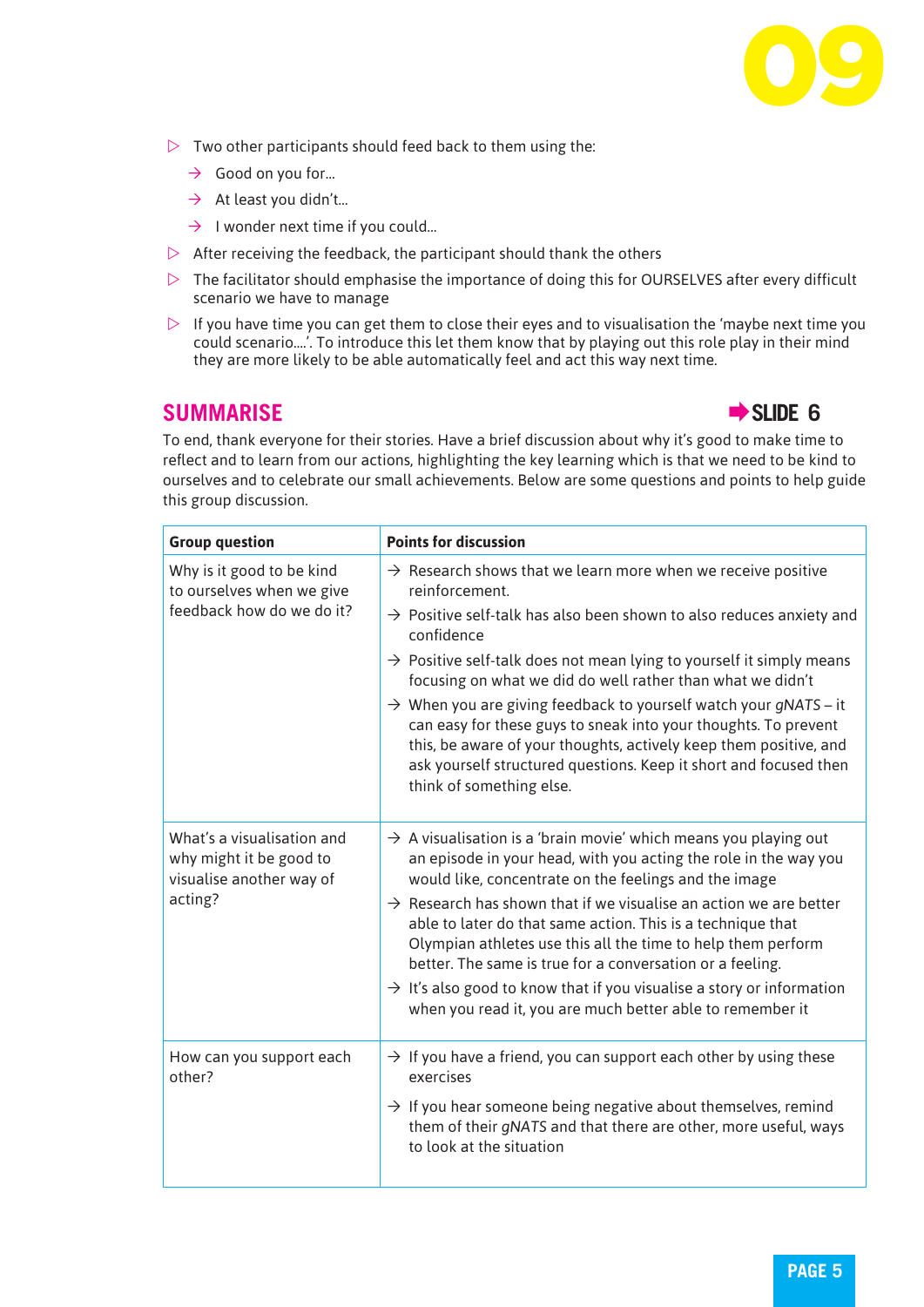- Two other participants should feed back to them using the:
  - Good on you for...
  - At least you didn't...
  - I wonder next time if you could...
- After receiving the feedback, the participant should thank the others
- The facilitator should emphasise the importance of doing this for OURSELVES after every difficult scenario we have to manage
- If you have time you can get them to close their eyes and to visualisation the 'maybe next time you could scenario....'. To introduce this let them know that by playing out this role play in their mind they are more likely to be able automatically feel and act this way next time.

## SUMMARISE

**➡ SLIDE 6**

To end, thank everyone for their stories. Have a brief discussion about why it's good to make time to reflect and to learn from our actions, highlighting the key learning which is that we need to be kind to ourselves and to celebrate our small achievements. Below are some questions and points to help guide this group discussion.

| Group question | Points for discussion |
|---|---|
| Why is it good to be kind to ourselves when we give feedback how do we do it? | → Research shows that we learn more when we receive positive reinforcement.<br>→ Positive self-talk has also been shown to also reduces anxiety and confidence<br>→ Positive self-talk does not mean lying to yourself it simply means focusing on what we did do well rather than what we didn't<br>→ When you are giving feedback to yourself watch your *gNATS* – it can easy for these guys to sneak into your thoughts. To prevent this, be aware of your thoughts, actively keep them positive, and ask yourself structured questions. Keep it short and focused then think of something else. |
| What's a visualisation and why might it be good to visualise another way of acting? | → A visualisation is a 'brain movie' which means you playing out an episode in your head, with you acting the role in the way you would like, concentrate on the feelings and the image<br>→ Research has shown that if we visualise an action we are better able to later do that same action. This is a technique that Olympian athletes use this all the time to help them perform better. The same is true for a conversation or a feeling.<br>→ It's also good to know that if you visualise a story or information when you read it, you are much better able to remember it |
| How can you support each other? | → If you have a friend, you can support each other by using these exercises<br>→ If you hear someone being negative about themselves, remind them of their *gNATS* and that there are other, more useful, ways to look at the situation |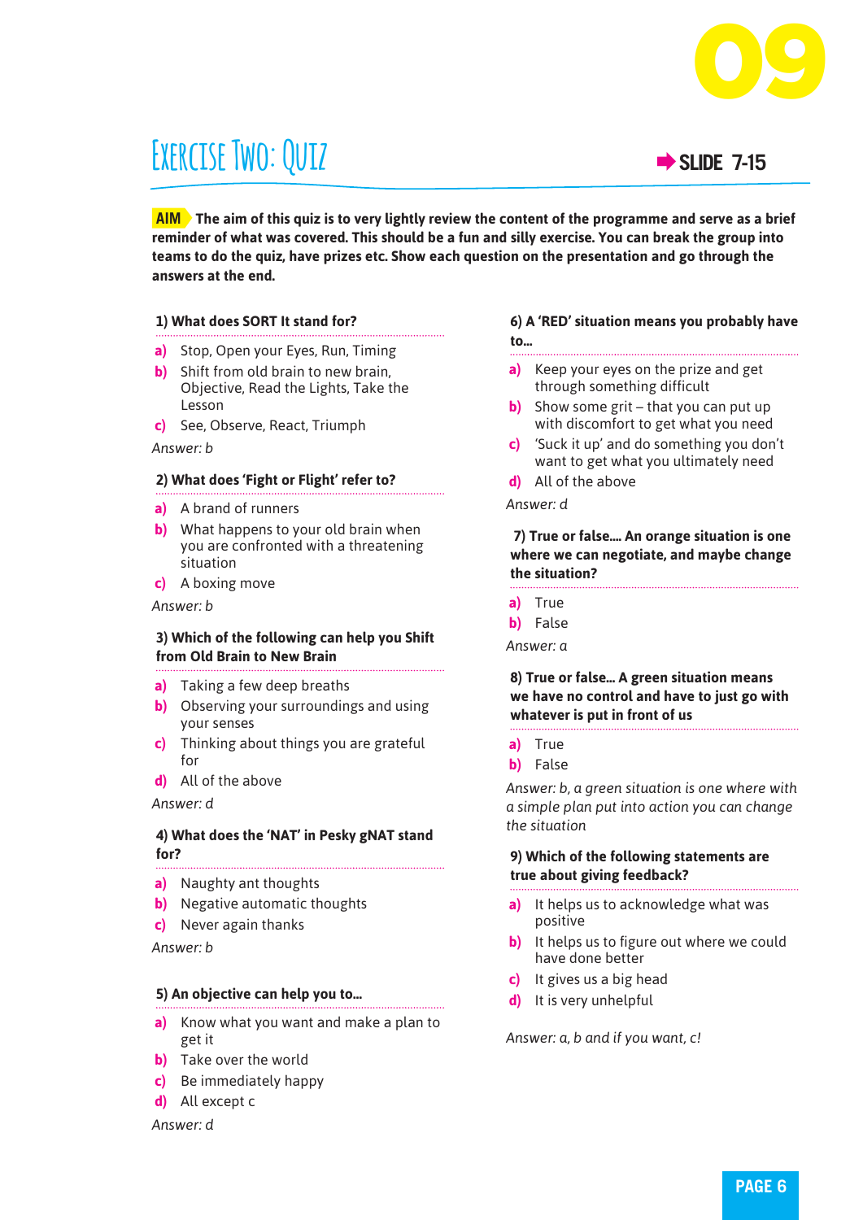# Exercise Two: Quiz

**➡ SLIDE 7-15**

**AIM** **The aim of this quiz is to very lightly review the content of the programme and serve as a brief reminder of what was covered. This should be a fun and silly exercise. You can break the group into teams to do the quiz, have prizes etc. Show each question on the presentation and go through the answers at the end.**

**1) What does SORT It stand for?**

- **a)** Stop, Open your Eyes, Run, Timing
- **b)** Shift from old brain to new brain, Objective, Read the Lights, Take the Lesson
- **c)** See, Observe, React, Triumph

*Answer: b*

**2) What does 'Fight or Flight' refer to?**

- **a)** A brand of runners
- **b)** What happens to your old brain when you are confronted with a threatening situation
- **c)** A boxing move

*Answer: b*

**3) Which of the following can help you Shift from Old Brain to New Brain**

- **a)** Taking a few deep breaths
- **b)** Observing your surroundings and using your senses
- **c)** Thinking about things you are grateful for
- **d)** All of the above

*Answer: d*

**4) What does the 'NAT' in Pesky gNAT stand for?**

- **a)** Naughty ant thoughts
- **b)** Negative automatic thoughts
- **c)** Never again thanks

*Answer: b*

**5) An objective can help you to...**

- **a)** Know what you want and make a plan to get it
- **b)** Take over the world
- **c)** Be immediately happy
- **d)** All except c

*Answer: d*

**6) A 'RED' situation means you probably have to...**

- **a)** Keep your eyes on the prize and get through something difficult
- **b)** Show some grit – that you can put up with discomfort to get what you need
- **c)** 'Suck it up' and do something you don't want to get what you ultimately need
- **d)** All of the above

*Answer: d*

**7) True or false.... An orange situation is one where we can negotiate, and maybe change the situation?**

- **a)** True
- **b)** False

*Answer: a*

**8) True or false... A green situation means we have no control and have to just go with whatever is put in front of us**

- **a)** True
- **b)** False

*Answer: b, a green situation is one where with a simple plan put into action you can change the situation*

**9) Which of the following statements are true about giving feedback?**

- **a)** It helps us to acknowledge what was positive
- **b)** It helps us to figure out where we could have done better
- **c)** It gives us a big head
- **d)** It is very unhelpful

*Answer: a, b and if you want, c!*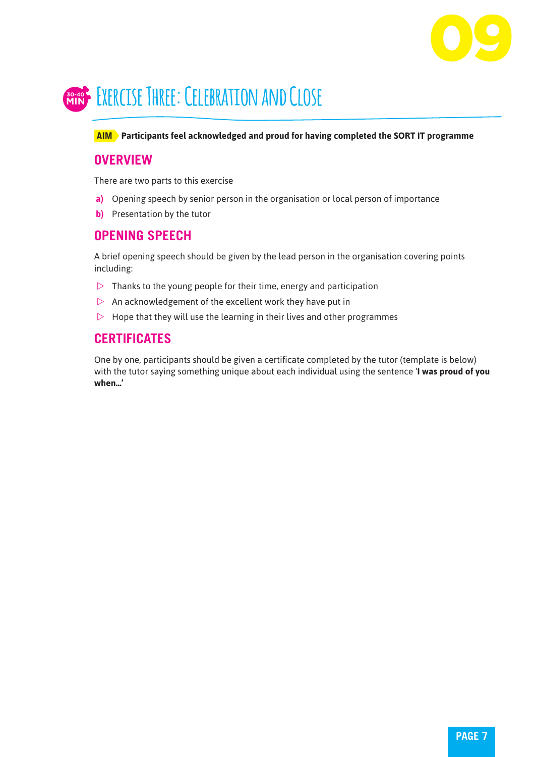# Exercise Three: Celebration and Close

30-40 MIN

**AIM** **Participants feel acknowledged and proud for having completed the SORT IT programme**

## OVERVIEW

There are two parts to this exercise

**a)** Opening speech by senior person in the organisation or local person of importance

**b)** Presentation by the tutor

## OPENING SPEECH

A brief opening speech should be given by the lead person in the organisation covering points including:

- Thanks to the young people for their time, energy and participation
- An acknowledgement of the excellent work they have put in
- Hope that they will use the learning in their lives and other programmes

## CERTIFICATES

One by one, participants should be given a certificate completed by the tutor (template is below) with the tutor saying something unique about each individual using the sentence '**I was proud of you when…**'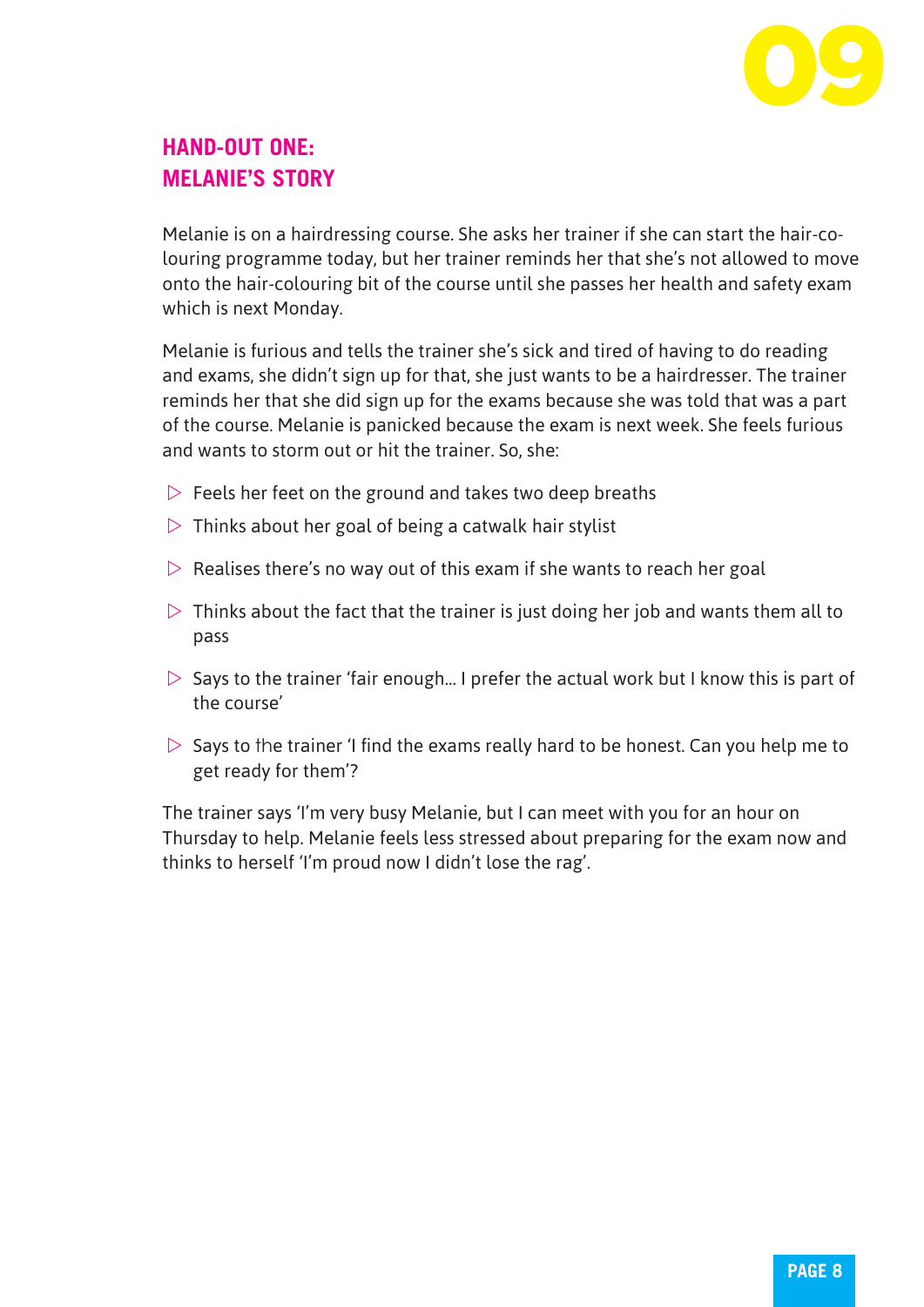## HAND-OUT ONE: MELANIE'S STORY

Melanie is on a hairdressing course. She asks her trainer if she can start the hair-colouring programme today, but her trainer reminds her that she's not allowed to move onto the hair-colouring bit of the course until she passes her health and safety exam which is next Monday.

Melanie is furious and tells the trainer she's sick and tired of having to do reading and exams, she didn't sign up for that, she just wants to be a hairdresser. The trainer reminds her that she did sign up for the exams because she was told that was a part of the course. Melanie is panicked because the exam is next week. She feels furious and wants to storm out or hit the trainer. So, she:

- Feels her feet on the ground and takes two deep breaths
- Thinks about her goal of being a catwalk hair stylist
- Realises there's no way out of this exam if she wants to reach her goal
- Thinks about the fact that the trainer is just doing her job and wants them all to pass
- Says to the trainer 'fair enough... I prefer the actual work but I know this is part of the course'
- Says to the trainer 'I find the exams really hard to be honest. Can you help me to get ready for them'?

The trainer says 'I'm very busy Melanie, but I can meet with you for an hour on Thursday to help. Melanie feels less stressed about preparing for the exam now and thinks to herself 'I'm proud now I didn't lose the rag'.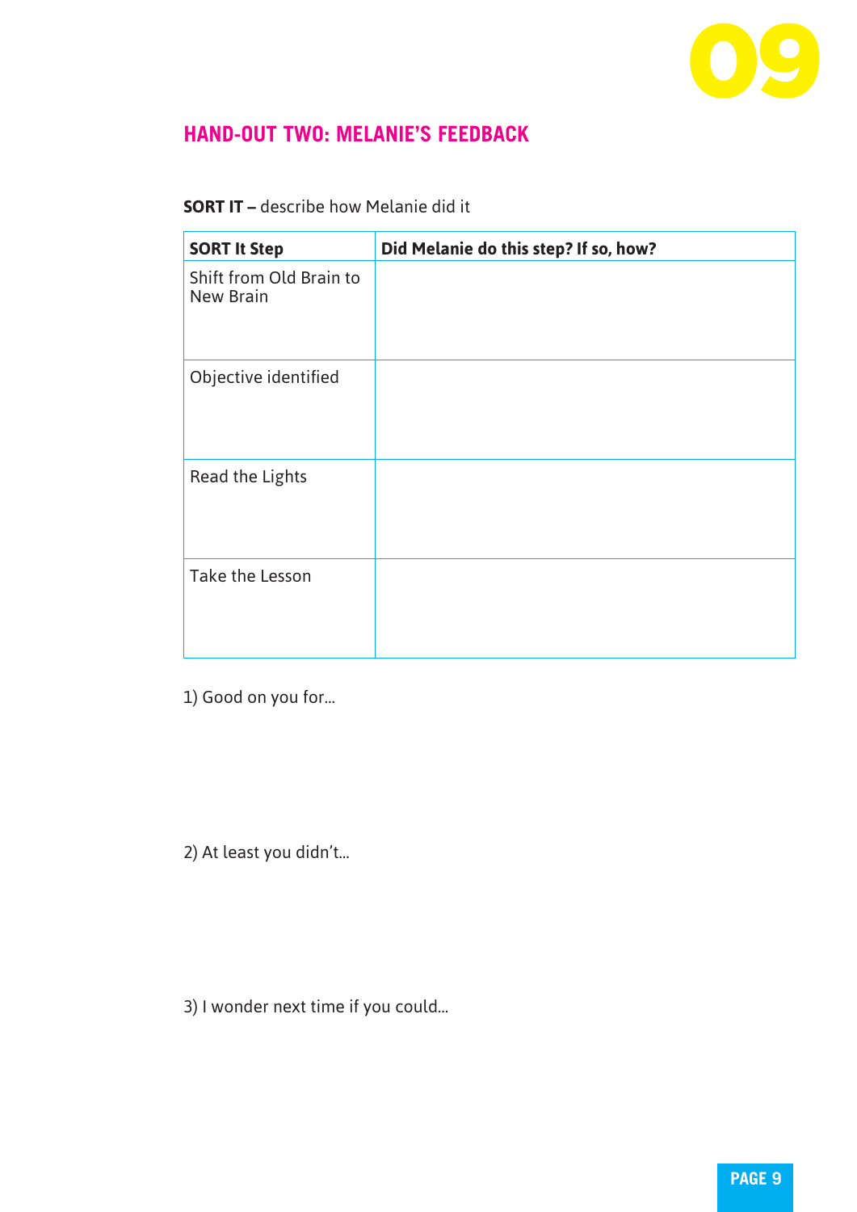## HAND-OUT TWO: MELANIE'S FEEDBACK

**SORT IT –** describe how Melanie did it

| SORT It Step | Did Melanie do this step? If so, how? |
|---|---|
| Shift from Old Brain to New Brain | |
| Objective identified | |
| Read the Lights | |
| Take the Lesson | |

1) Good on you for...

2) At least you didn't...

3) I wonder next time if you could...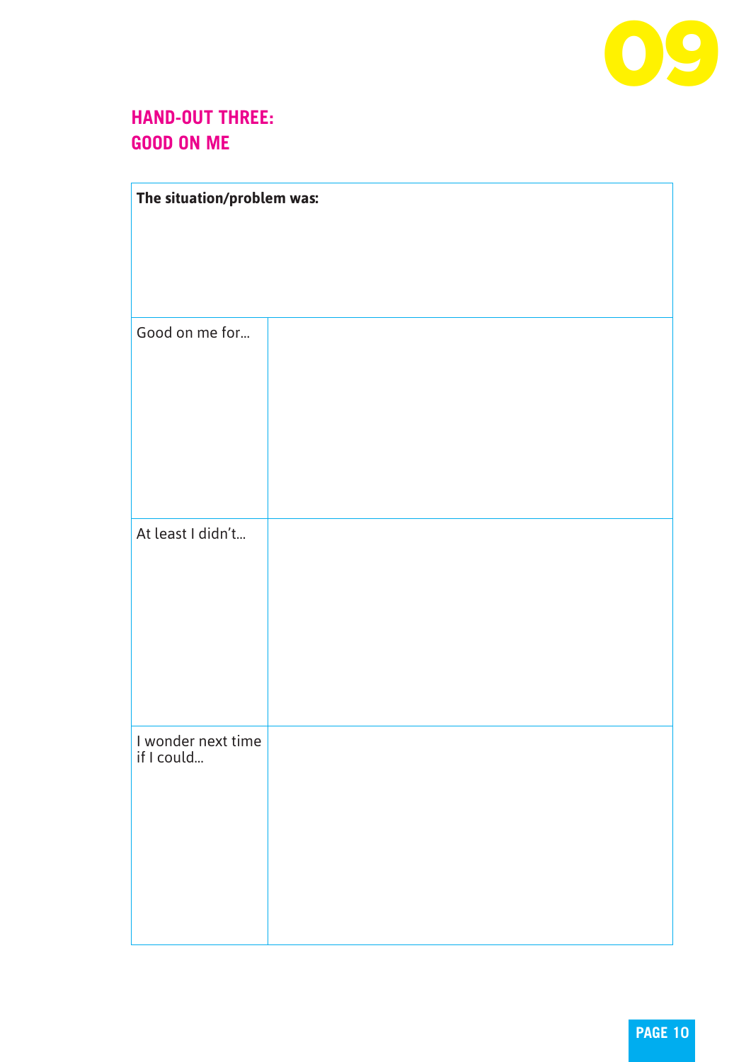## HAND-OUT THREE: GOOD ON ME

| The situation/problem was: | |
|---|---|
| Good on me for... | |
| At least I didn't... | |
| I wonder next time if I could... | |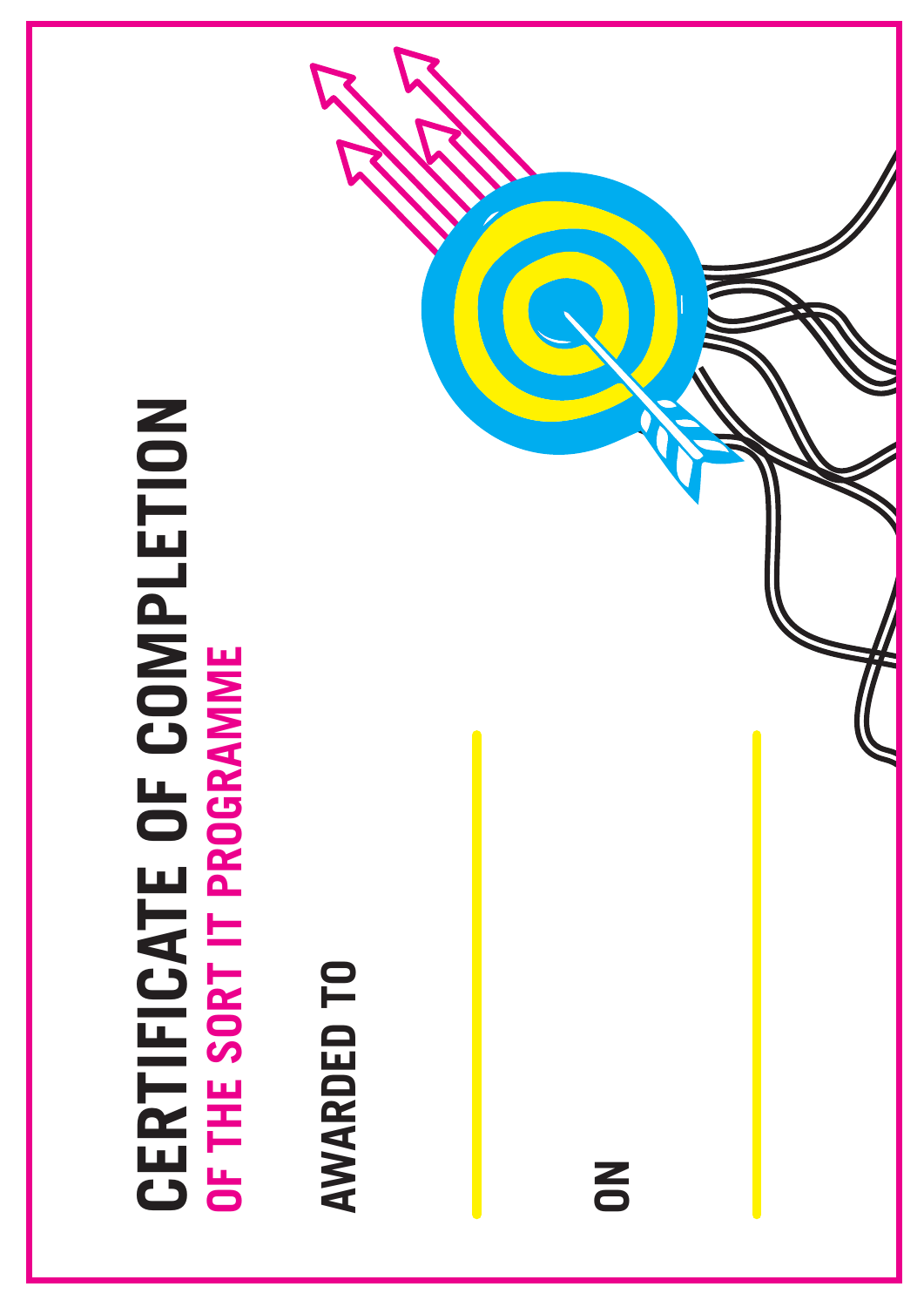# CERTIFICATE OF COMPLETION

## OF THE SORT IT PROGRAMME

AWARDED TO

______________________________

ON

______________________________